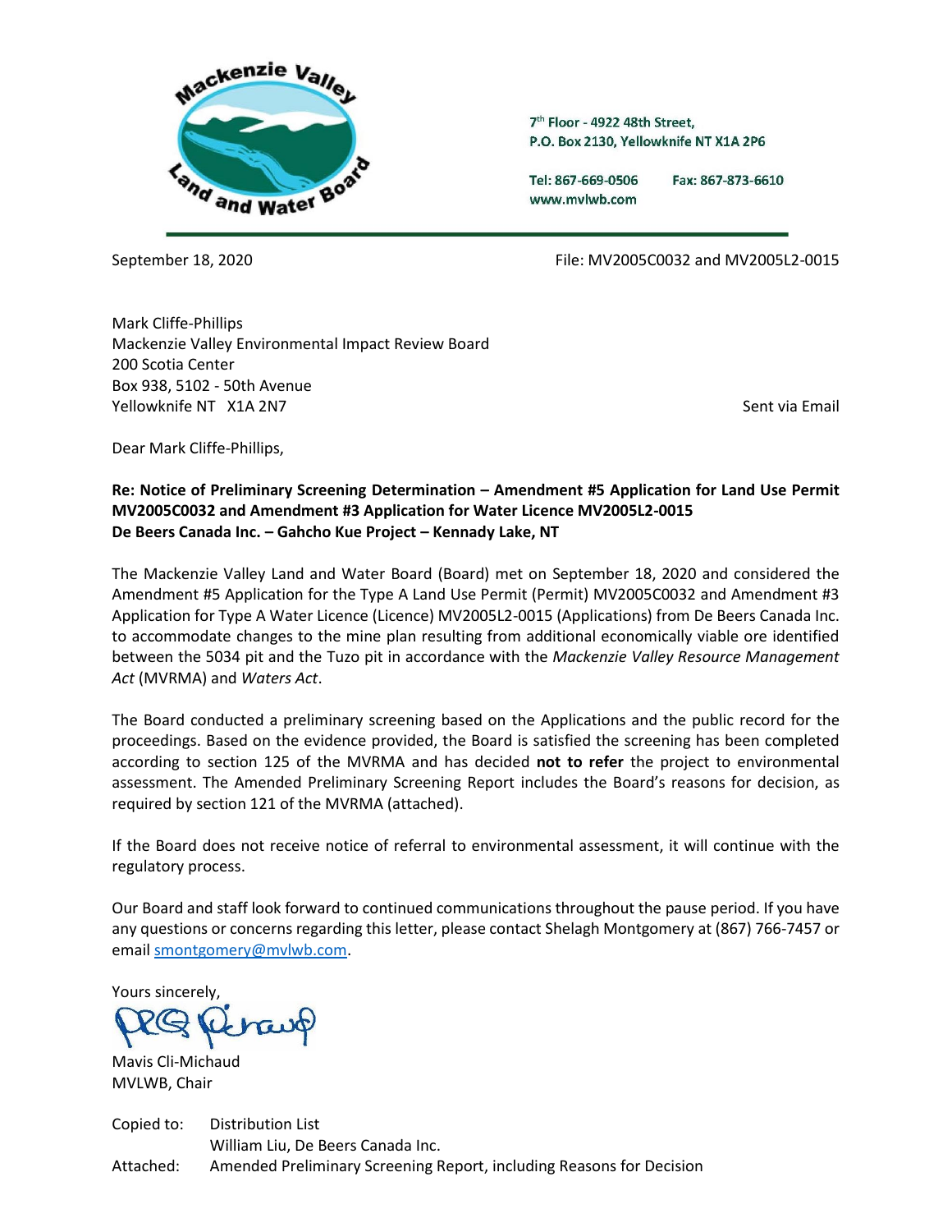7[th] Floor - 4922 48th Street,
P.O. Box 2130, Yellowknife NT X1A 2P6

Tel: 867-669-0506 Fax: 867-873-6610
www.mvlwb.com

September 18, 2020

File: MV2005C0032 and MV2005L2-0015

Mark Cliffe-Phillips
Mackenzie Valley Environmental Impact Review Board
200 Scotia Center
Box 938, 5102 - 50th Avenue
Yellowknife NT X1A 2N7

Sent via Email

Dear Mark Cliffe-Phillips,

**Re: Notice of Preliminary Screening Determination – Amendment #5 Application for Land Use Permit MV2005C0032 and Amendment #3 Application for Water Licence MV2005L2-0015**
**De Beers Canada Inc. – Gahcho Kue Project – Kennady Lake, NT**

The Mackenzie Valley Land and Water Board (Board) met on September 18, 2020 and considered the Amendment #5 Application for the Type A Land Use Permit (Permit) MV2005C0032 and Amendment #3 Application for Type A Water Licence (Licence) MV2005L2-0015 (Applications) from De Beers Canada Inc. to accommodate changes to the mine plan resulting from additional economically viable ore identified between the 5034 pit and the Tuzo pit in accordance with the *Mackenzie Valley Resource Management Act* (MVRMA) and *Waters Act*.

The Board conducted a preliminary screening based on the Applications and the public record for the proceedings. Based on the evidence provided, the Board is satisfied the screening has been completed according to section 125 of the MVRMA and has decided **not to refer** the project to environmental assessment. The Amended Preliminary Screening Report includes the Board's reasons for decision, as required by section 121 of the MVRMA (attached).

If the Board does not receive notice of referral to environmental assessment, it will continue with the regulatory process.

Our Board and staff look forward to continued communications throughout the pause period. If you have any questions or concerns regarding this letter, please contact Shelagh Montgomery at (867) 766-7457 or email smontgomery@mvlwb.com.

Yours sincerely,

Mavis Cli-Michaud
MVLWB, Chair

Copied to: Distribution List
William Liu, De Beers Canada Inc.

Attached: Amended Preliminary Screening Report, including Reasons for Decision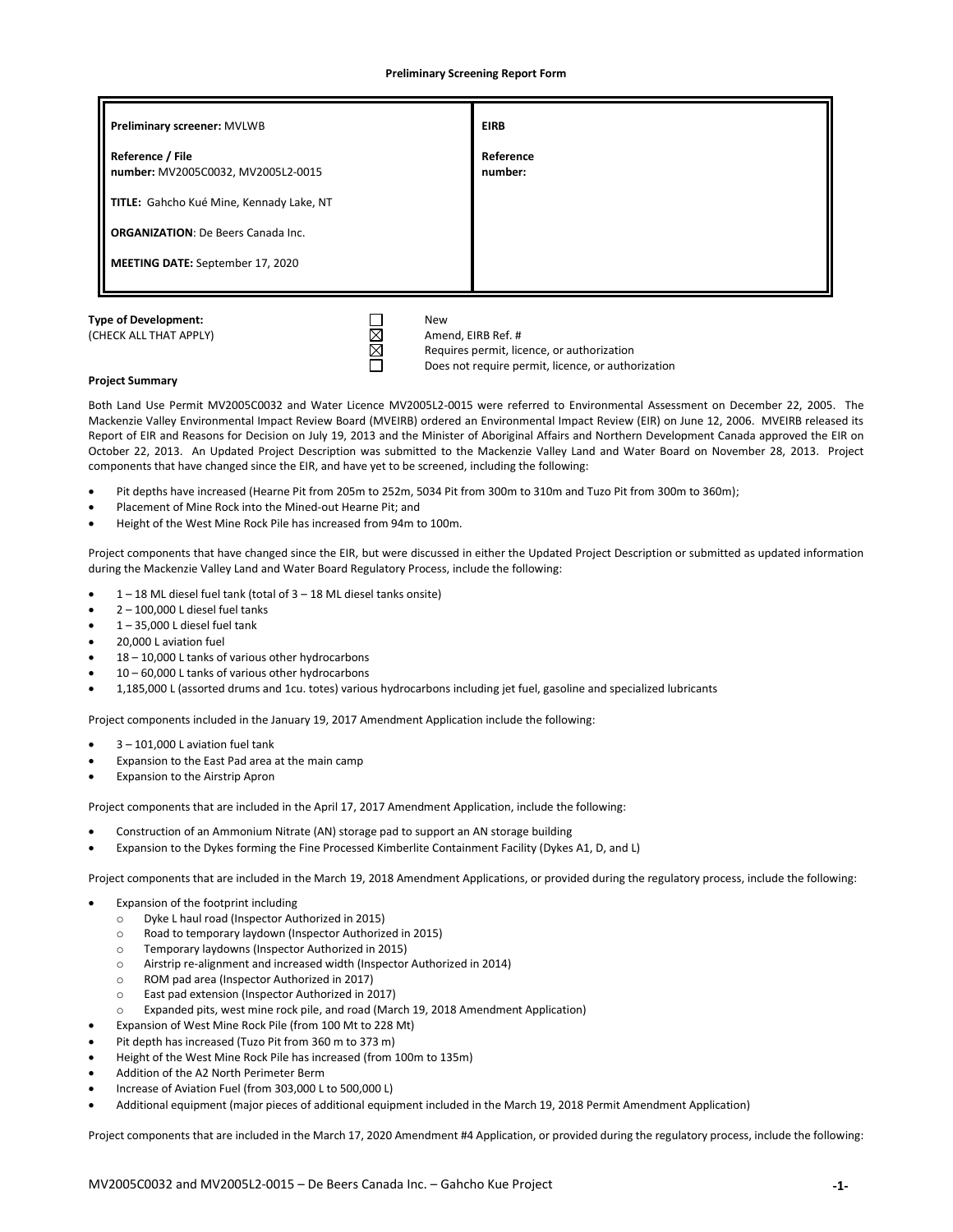**Preliminary Screening Report Form**

| **Preliminary screener:** MVLWB<br><br>**Reference / File number:** MV2005C0032, MV2005L2-0015<br><br>**TITLE:** Gahcho Kué Mine, Kennady Lake, NT<br><br>**ORGANIZATION**: De Beers Canada Inc.<br><br>**MEETING DATE:** September 17, 2020 | **EIRB**<br><br>**Reference number:** |
|---|---|

**Type of Development:**
(CHECK ALL THAT APPLY)

- ☐ New
- ☒ Amend, EIRB Ref. #
- ☒ Requires permit, licence, or authorization
- ☐ Does not require permit, licence, or authorization

**Project Summary**

Both Land Use Permit MV2005C0032 and Water Licence MV2005L2-0015 were referred to Environmental Assessment on December 22, 2005. The Mackenzie Valley Environmental Impact Review Board (MVEIRB) ordered an Environmental Impact Review (EIR) on June 12, 2006. MVEIRB released its Report of EIR and Reasons for Decision on July 19, 2013 and the Minister of Aboriginal Affairs and Northern Development Canada approved the EIR on October 22, 2013. An Updated Project Description was submitted to the Mackenzie Valley Land and Water Board on November 28, 2013. Project components that have changed since the EIR, and have yet to be screened, including the following:

- Pit depths have increased (Hearne Pit from 205m to 252m, 5034 Pit from 300m to 310m and Tuzo Pit from 300m to 360m);
- Placement of Mine Rock into the Mined-out Hearne Pit; and
- Height of the West Mine Rock Pile has increased from 94m to 100m.

Project components that have changed since the EIR, but were discussed in either the Updated Project Description or submitted as updated information during the Mackenzie Valley Land and Water Board Regulatory Process, include the following:

- 1 – 18 ML diesel fuel tank (total of 3 – 18 ML diesel tanks onsite)
- 2 – 100,000 L diesel fuel tanks
- 1 – 35,000 L diesel fuel tank
- 20,000 L aviation fuel
- 18 – 10,000 L tanks of various other hydrocarbons
- 10 – 60,000 L tanks of various other hydrocarbons
- 1,185,000 L (assorted drums and 1cu. totes) various hydrocarbons including jet fuel, gasoline and specialized lubricants

Project components included in the January 19, 2017 Amendment Application include the following:

- 3 – 101,000 L aviation fuel tank
- Expansion to the East Pad area at the main camp
- Expansion to the Airstrip Apron

Project components that are included in the April 17, 2017 Amendment Application, include the following:

- Construction of an Ammonium Nitrate (AN) storage pad to support an AN storage building
- Expansion to the Dykes forming the Fine Processed Kimberlite Containment Facility (Dykes A1, D, and L)

Project components that are included in the March 19, 2018 Amendment Applications, or provided during the regulatory process, include the following:

- Expansion of the footprint including
  - Dyke L haul road (Inspector Authorized in 2015)
  - Road to temporary laydown (Inspector Authorized in 2015)
  - Temporary laydowns (Inspector Authorized in 2015)
  - Airstrip re-alignment and increased width (Inspector Authorized in 2014)
  - ROM pad area (Inspector Authorized in 2017)
  - East pad extension (Inspector Authorized in 2017)
  - Expanded pits, west mine rock pile, and road (March 19, 2018 Amendment Application)
- Expansion of West Mine Rock Pile (from 100 Mt to 228 Mt)
- Pit depth has increased (Tuzo Pit from 360 m to 373 m)
- Height of the West Mine Rock Pile has increased (from 100m to 135m)
- Addition of the A2 North Perimeter Berm
- Increase of Aviation Fuel (from 303,000 L to 500,000 L)
- Additional equipment (major pieces of additional equipment included in the March 19, 2018 Permit Amendment Application)

Project components that are included in the March 17, 2020 Amendment #4 Application, or provided during the regulatory process, include the following: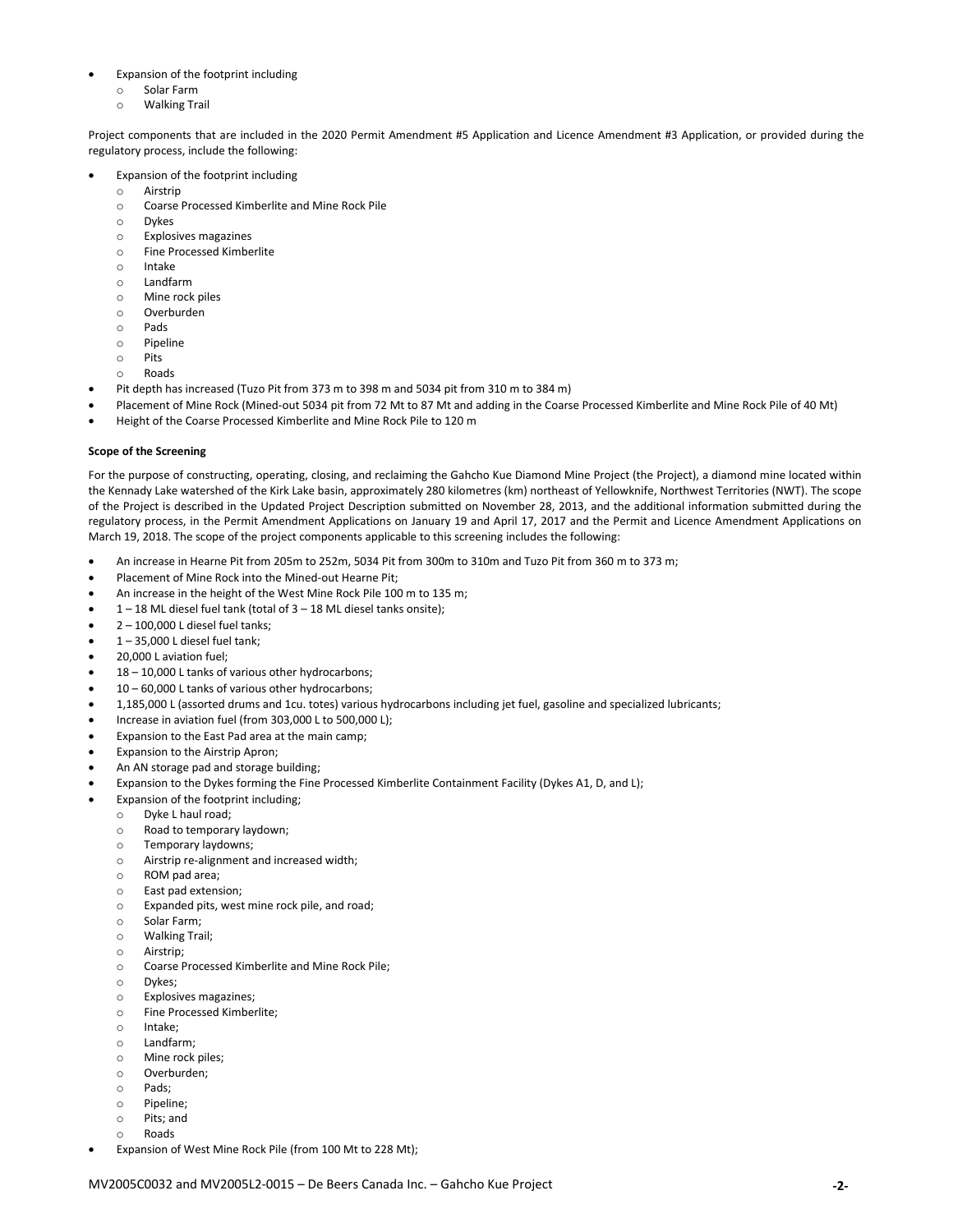- Expansion of the footprint including
  - Solar Farm
  - Walking Trail

Project components that are included in the 2020 Permit Amendment #5 Application and Licence Amendment #3 Application, or provided during the regulatory process, include the following:

- Expansion of the footprint including
  - Airstrip
  - Coarse Processed Kimberlite and Mine Rock Pile
  - Dykes
  - Explosives magazines
  - Fine Processed Kimberlite
  - Intake
  - Landfarm
  - Mine rock piles
  - Overburden
  - Pads
  - Pipeline
  - Pits
  - Roads
- Pit depth has increased (Tuzo Pit from 373 m to 398 m and 5034 pit from 310 m to 384 m)
- Placement of Mine Rock (Mined-out 5034 pit from 72 Mt to 87 Mt and adding in the Coarse Processed Kimberlite and Mine Rock Pile of 40 Mt)
- Height of the Coarse Processed Kimberlite and Mine Rock Pile to 120 m

**Scope of the Screening**

For the purpose of constructing, operating, closing, and reclaiming the Gahcho Kue Diamond Mine Project (the Project), a diamond mine located within the Kennady Lake watershed of the Kirk Lake basin, approximately 280 kilometres (km) northeast of Yellowknife, Northwest Territories (NWT). The scope of the Project is described in the Updated Project Description submitted on November 28, 2013, and the additional information submitted during the regulatory process, in the Permit Amendment Applications on January 19 and April 17, 2017 and the Permit and Licence Amendment Applications on March 19, 2018. The scope of the project components applicable to this screening includes the following:

- An increase in Hearne Pit from 205m to 252m, 5034 Pit from 300m to 310m and Tuzo Pit from 360 m to 373 m;
- Placement of Mine Rock into the Mined-out Hearne Pit;
- An increase in the height of the West Mine Rock Pile 100 m to 135 m;
- 1 – 18 ML diesel fuel tank (total of 3 – 18 ML diesel tanks onsite);
- 2 – 100,000 L diesel fuel tanks;
- 1 – 35,000 L diesel fuel tank;
- 20,000 L aviation fuel;
- 18 – 10,000 L tanks of various other hydrocarbons;
- 10 – 60,000 L tanks of various other hydrocarbons;
- 1,185,000 L (assorted drums and 1cu. totes) various hydrocarbons including jet fuel, gasoline and specialized lubricants;
- Increase in aviation fuel (from 303,000 L to 500,000 L);
- Expansion to the East Pad area at the main camp;
- Expansion to the Airstrip Apron;
- An AN storage pad and storage building;
- Expansion to the Dykes forming the Fine Processed Kimberlite Containment Facility (Dykes A1, D, and L);
- Expansion of the footprint including;
  - Dyke L haul road;
  - Road to temporary laydown;
  - Temporary laydowns;
  - Airstrip re-alignment and increased width;
  - ROM pad area;
  - East pad extension;
  - Expanded pits, west mine rock pile, and road;
  - Solar Farm;
  - Walking Trail;
  - Airstrip;
  - Coarse Processed Kimberlite and Mine Rock Pile;
  - Dykes;
  - Explosives magazines;
  - Fine Processed Kimberlite;
  - Intake;
  - Landfarm;
  - Mine rock piles;
  - Overburden;
  - Pads;
  - Pipeline;
  - Pits; and
  - Roads
- Expansion of West Mine Rock Pile (from 100 Mt to 228 Mt);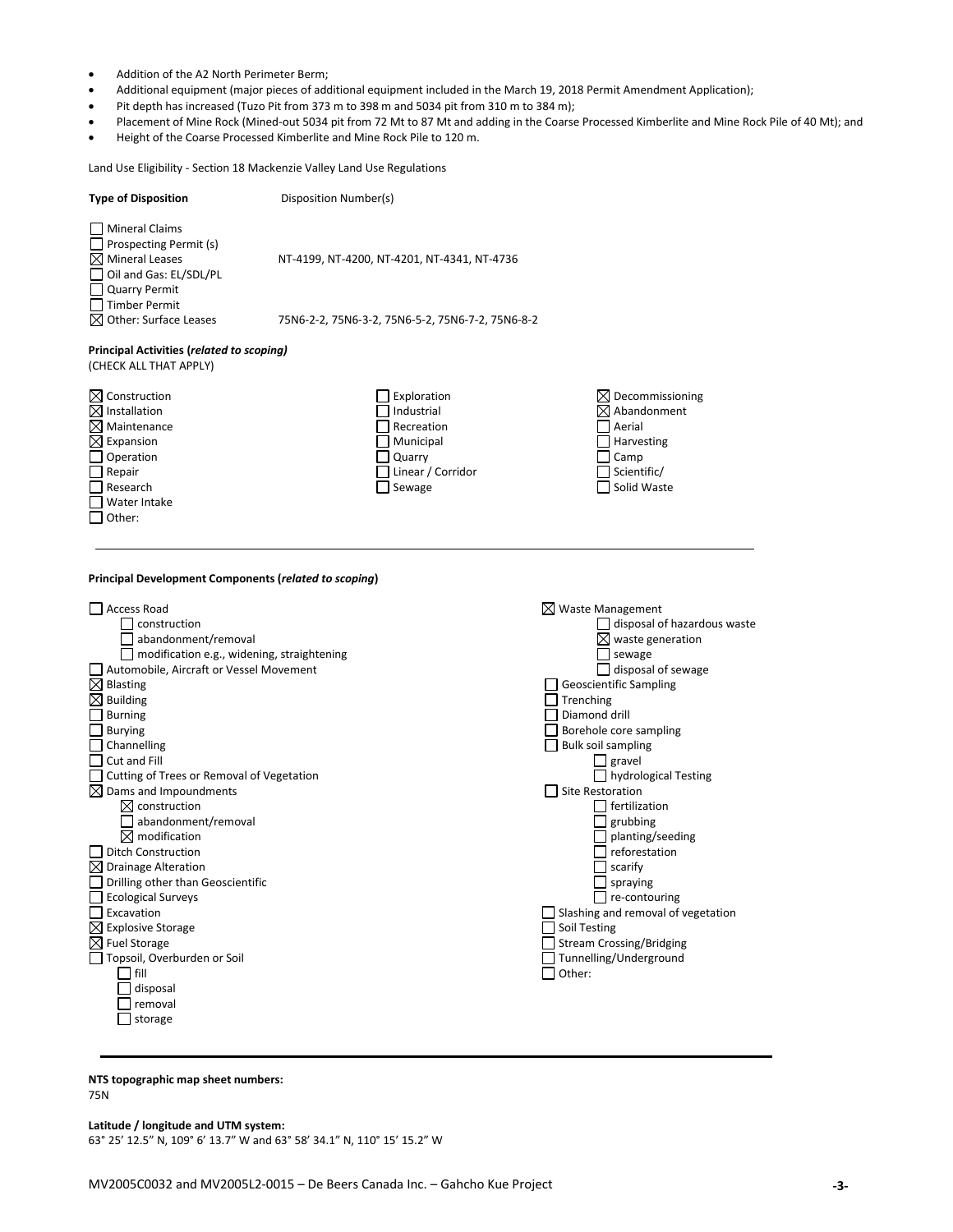- Addition of the A2 North Perimeter Berm;
- Additional equipment (major pieces of additional equipment included in the March 19, 2018 Permit Amendment Application);
- Pit depth has increased (Tuzo Pit from 373 m to 398 m and 5034 pit from 310 m to 384 m);
- Placement of Mine Rock (Mined-out 5034 pit from 72 Mt to 87 Mt and adding in the Coarse Processed Kimberlite and Mine Rock Pile of 40 Mt); and
- Height of the Coarse Processed Kimberlite and Mine Rock Pile to 120 m.

Land Use Eligibility - Section 18 Mackenzie Valley Land Use Regulations

| **Type of Disposition** | Disposition Number(s) |
|---|---|
| ☐ Mineral Claims | |
| ☐ Prospecting Permit (s) | |
| ☒ Mineral Leases | NT-4199, NT-4200, NT-4201, NT-4341, NT-4736 |
| ☐ Oil and Gas: EL/SDL/PL | |
| ☐ Quarry Permit | |
| ☐ Timber Permit | |
| ☒ Other: Surface Leases | 75N6-2-2, 75N6-3-2, 75N6-5-2, 75N6-7-2, 75N6-8-2 |

**Principal Activities (*related to scoping)***
(CHECK ALL THAT APPLY)

| | | |
|---|---|---|
| ☒ Construction | ☐ Exploration | ☒ Decommissioning |
| ☒ Installation | ☐ Industrial | ☒ Abandonment |
| ☒ Maintenance | ☐ Recreation | ☐ Aerial |
| ☒ Expansion | ☐ Municipal | ☐ Harvesting |
| ☐ Operation | ☐ Quarry | ☐ Camp |
| ☐ Repair | ☐ Linear / Corridor | ☐ Scientific/ |
| ☐ Research | ☐ Sewage | ☐ Solid Waste |
| ☐ Water Intake | | |
| ☐ Other: | | |

**Principal Development Components (*related to scoping*)**

- ☐ Access Road
  - ☐ construction
  - ☐ abandonment/removal
  - ☐ modification e.g., widening, straightening
- ☐ Automobile, Aircraft or Vessel Movement
- ☒ Blasting
- ☒ Building
- ☐ Burning
- ☐ Burying
- ☐ Channelling
- ☐ Cut and Fill
- ☐ Cutting of Trees or Removal of Vegetation
- ☒ Dams and Impoundments
  - ☒ construction
  - ☐ abandonment/removal
  - ☒ modification
- ☐ Ditch Construction
- ☒ Drainage Alteration
- ☐ Drilling other than Geoscientific
- ☐ Ecological Surveys
- ☐ Excavation
- ☒ Explosive Storage
- ☒ Fuel Storage
- ☐ Topsoil, Overburden or Soil
  - ☐ fill
  - ☐ disposal
  - ☐ removal
  - ☐ storage
- ☒ Waste Management
  - ☐ disposal of hazardous waste
  - ☒ waste generation
  - ☐ sewage
  - ☐ disposal of sewage
- ☐ Geoscientific Sampling
- ☐ Trenching
- ☐ Diamond drill
- ☐ Borehole core sampling
- ☐ Bulk soil sampling
  - ☐ gravel
  - ☐ hydrological Testing
- ☐ Site Restoration
  - ☐ fertilization
  - ☐ grubbing
  - ☐ planting/seeding
  - ☐ reforestation
  - ☐ scarify
  - ☐ spraying
  - ☐ re-contouring
- ☐ Slashing and removal of vegetation
- ☐ Soil Testing
- ☐ Stream Crossing/Bridging
- ☐ Tunnelling/Underground
- ☐ Other:

**NTS topographic map sheet numbers:**
75N

**Latitude / longitude and UTM system:**
63° 25' 12.5" N, 109° 6' 13.7" W and 63° 58' 34.1" N, 110° 15' 15.2" W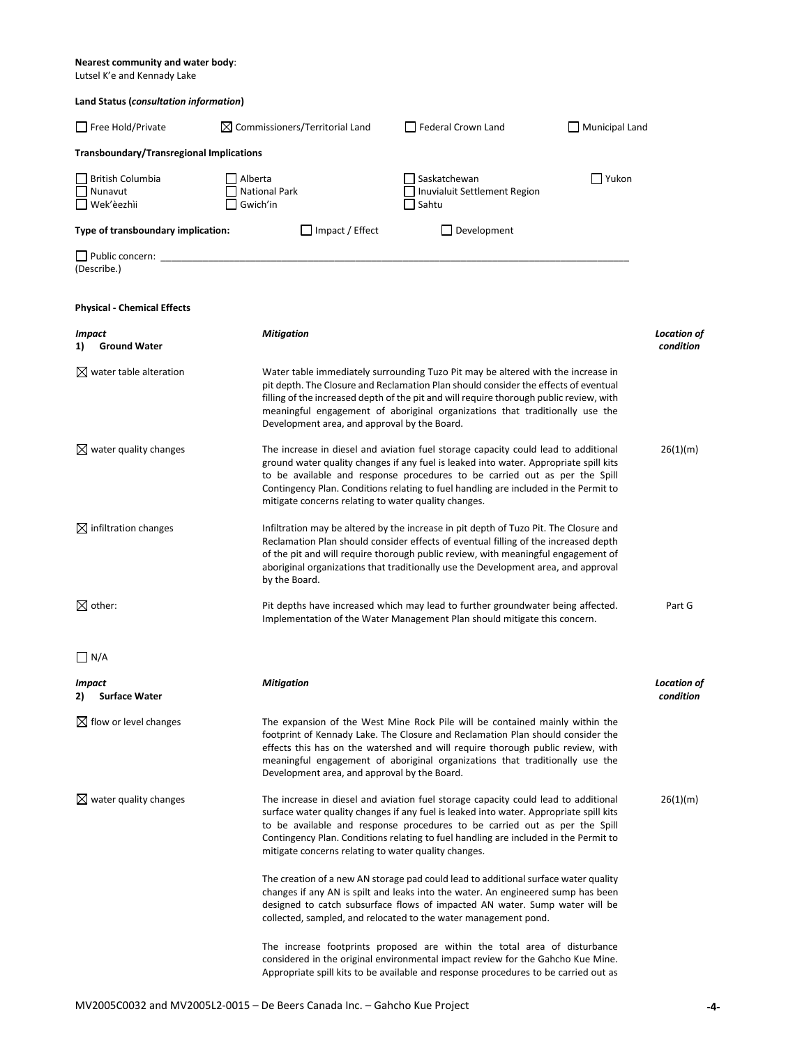**Nearest community and water body**:
Lutsel K'e and Kennady Lake

**Land Status (*consultation information*)**

☐ Free Hold/Private ☒ Commissioners/Territorial Land ☐ Federal Crown Land ☐ Municipal Land

**Transboundary/Transregional Implications**

☐ British Columbia ☐ Alberta ☐ Saskatchewan ☐ Yukon
☐ Nunavut ☐ National Park ☐ Inuvialuit Settlement Region
☐ Wek'èezhìi ☐ Gwich'in ☐ Sahtu

**Type of transboundary implication:** ☐ Impact / Effect ☐ Development

☐ Public concern: ____________________________________________
(Describe.)

**Physical - Chemical Effects**

| *Impact* **1) Ground Water** | *Mitigation* | *Location of condition* |
|---|---|---|
| ☒ water table alteration | Water table immediately surrounding Tuzo Pit may be altered with the increase in pit depth. The Closure and Reclamation Plan should consider the effects of eventual filling of the increased depth of the pit and will require thorough public review, with meaningful engagement of aboriginal organizations that traditionally use the Development area, and approval by the Board. | |
| ☒ water quality changes | The increase in diesel and aviation fuel storage capacity could lead to additional ground water quality changes if any fuel is leaked into water. Appropriate spill kits to be available and response procedures to be carried out as per the Spill Contingency Plan. Conditions relating to fuel handling are included in the Permit to mitigate concerns relating to water quality changes. | 26(1)(m) |
| ☒ infiltration changes | Infiltration may be altered by the increase in pit depth of Tuzo Pit. The Closure and Reclamation Plan should consider effects of eventual filling of the increased depth of the pit and will require thorough public review, with meaningful engagement of aboriginal organizations that traditionally use the Development area, and approval by the Board. | |
| ☒ other: | Pit depths have increased which may lead to further groundwater being affected. Implementation of the Water Management Plan should mitigate this concern. | Part G |
| ☐ N/A | | |

| *Impact* **2) Surface Water** | *Mitigation* | *Location of condition* |
|---|---|---|
| ☒ flow or level changes | The expansion of the West Mine Rock Pile will be contained mainly within the footprint of Kennady Lake. The Closure and Reclamation Plan should consider the effects this has on the watershed and will require thorough public review, with meaningful engagement of aboriginal organizations that traditionally use the Development area, and approval by the Board. | |
| ☒ water quality changes | The increase in diesel and aviation fuel storage capacity could lead to additional surface water quality changes if any fuel is leaked into water. Appropriate spill kits to be available and response procedures to be carried out as per the Spill Contingency Plan. Conditions relating to fuel handling are included in the Permit to mitigate concerns relating to water quality changes.<br><br>The creation of a new AN storage pad could lead to additional surface water quality changes if any AN is spilt and leaks into the water. An engineered sump has been designed to catch subsurface flows of impacted AN water. Sump water will be collected, sampled, and relocated to the water management pond.<br><br>The increase footprints proposed are within the total area of disturbance considered in the original environmental impact review for the Gahcho Kue Mine. Appropriate spill kits to be available and response procedures to be carried out as | 26(1)(m) |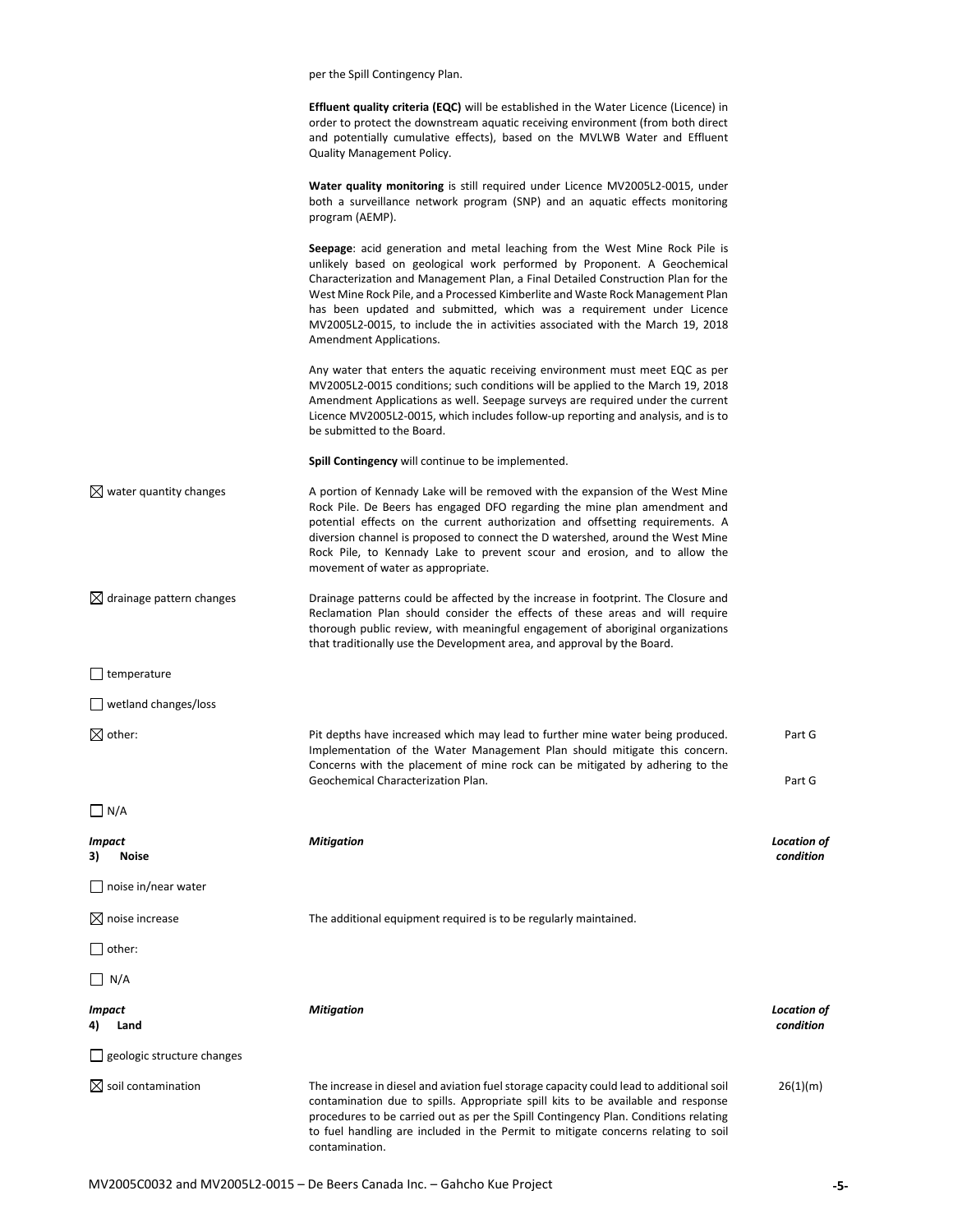| | | |
|---|---|---|
| | per the Spill Contingency Plan. | |
| | **Effluent quality criteria (EQC)** will be established in the Water Licence (Licence) in order to protect the downstream aquatic receiving environment (from both direct and potentially cumulative effects), based on the MVLWB Water and Effluent Quality Management Policy. | |
| | **Water quality monitoring** is still required under Licence MV2005L2-0015, under both a surveillance network program (SNP) and an aquatic effects monitoring program (AEMP). | |
| | **Seepage**: acid generation and metal leaching from the West Mine Rock Pile is unlikely based on geological work performed by Proponent. A Geochemical Characterization and Management Plan, a Final Detailed Construction Plan for the West Mine Rock Pile, and a Processed Kimberlite and Waste Rock Management Plan has been updated and submitted, which was a requirement under Licence MV2005L2-0015, to include the in activities associated with the March 19, 2018 Amendment Applications. | |
| | Any water that enters the aquatic receiving environment must meet EQC as per MV2005L2-0015 conditions; such conditions will be applied to the March 19, 2018 Amendment Applications as well. Seepage surveys are required under the current Licence MV2005L2-0015, which includes follow-up reporting and analysis, and is to be submitted to the Board. | |
| | **Spill Contingency** will continue to be implemented. | |
| ☒ water quantity changes | A portion of Kennady Lake will be removed with the expansion of the West Mine Rock Pile. De Beers has engaged DFO regarding the mine plan amendment and potential effects on the current authorization and offsetting requirements. A diversion channel is proposed to connect the D watershed, around the West Mine Rock Pile, to Kennady Lake to prevent scour and erosion, and to allow the movement of water as appropriate. | |
| ☒ drainage pattern changes | Drainage patterns could be affected by the increase in footprint. The Closure and Reclamation Plan should consider the effects of these areas and will require thorough public review, with meaningful engagement of aboriginal organizations that traditionally use the Development area, and approval by the Board. | |
| ☐ temperature | | |
| ☐ wetland changes/loss | | |
| ☒ other: | Pit depths have increased which may lead to further mine water being produced. Implementation of the Water Management Plan should mitigate this concern. Concerns with the placement of mine rock can be mitigated by adhering to the Geochemical Characterization Plan. | Part G<br><br>Part G |
| ☐ N/A | | |

| ***Impact*** **3) Noise** | ***Mitigation*** | ***Location of condition*** |
|---|---|---|
| ☐ noise in/near water | | |
| ☒ noise increase | The additional equipment required is to be regularly maintained. | |
| ☐ other: | | |
| ☐ N/A | | |

| ***Impact*** **4) Land** | ***Mitigation*** | ***Location of condition*** |
|---|---|---|
| ☐ geologic structure changes | | |
| ☒ soil contamination | The increase in diesel and aviation fuel storage capacity could lead to additional soil contamination due to spills. Appropriate spill kits to be available and response procedures to be carried out as per the Spill Contingency Plan. Conditions relating to fuel handling are included in the Permit to mitigate concerns relating to soil contamination. | 26(1)(m) |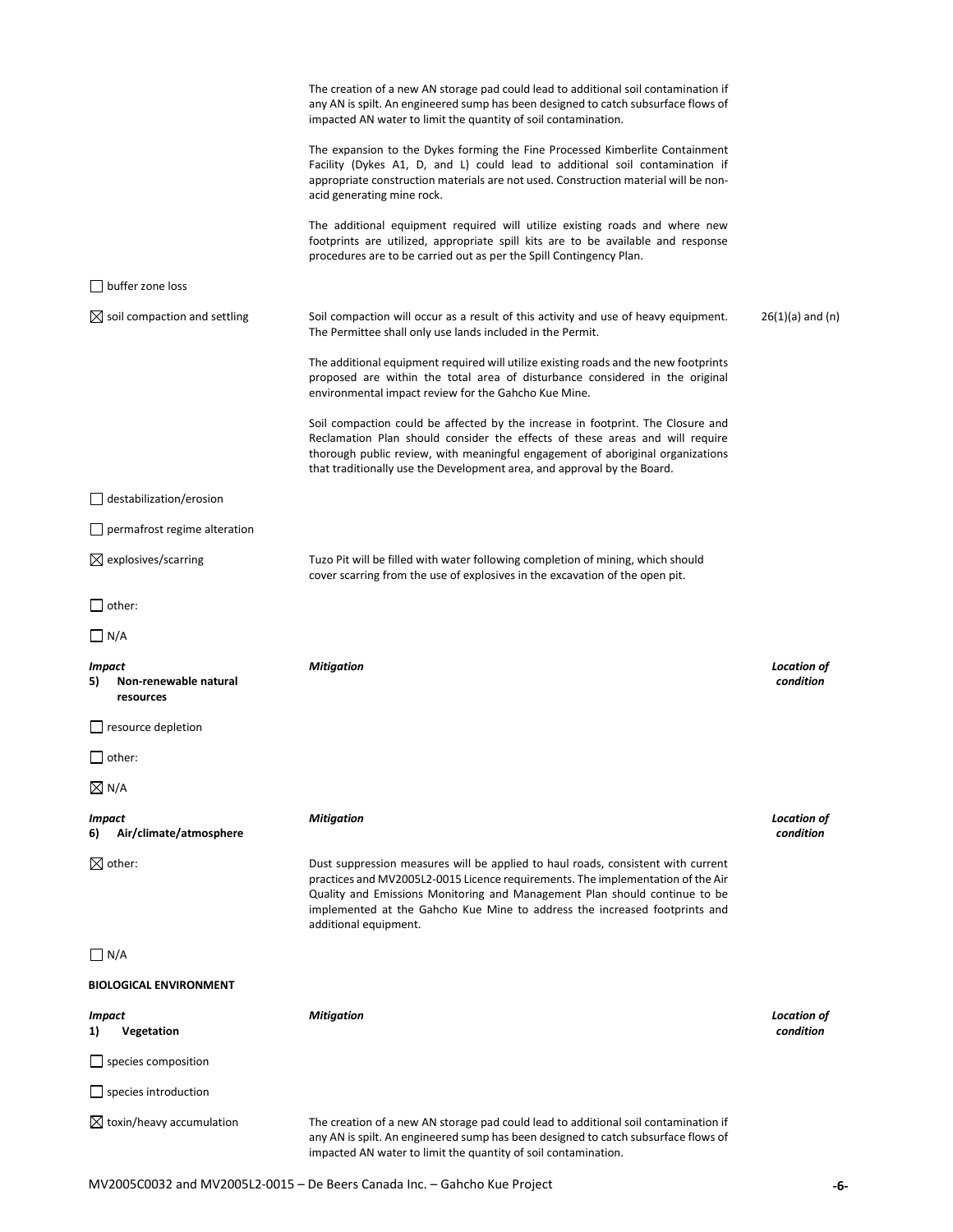| Impact | Mitigation | Location of condition |
|---|---|---|
| | The creation of a new AN storage pad could lead to additional soil contamination if any AN is spilt. An engineered sump has been designed to catch subsurface flows of impacted AN water to limit the quantity of soil contamination. | |
| | The expansion to the Dykes forming the Fine Processed Kimberlite Containment Facility (Dykes A1, D, and L) could lead to additional soil contamination if appropriate construction materials are not used. Construction material will be non-acid generating mine rock. | |
| | The additional equipment required will utilize existing roads and where new footprints are utilized, appropriate spill kits are to be available and response procedures are to be carried out as per the Spill Contingency Plan. | |
| ☐ buffer zone loss | | |
| ☒ soil compaction and settling | Soil compaction will occur as a result of this activity and use of heavy equipment. The Permittee shall only use lands included in the Permit. | 26(1)(a) and (n) |
| | The additional equipment required will utilize existing roads and the new footprints proposed are within the total area of disturbance considered in the original environmental impact review for the Gahcho Kue Mine. | |
| | Soil compaction could be affected by the increase in footprint. The Closure and Reclamation Plan should consider the effects of these areas and will require thorough public review, with meaningful engagement of aboriginal organizations that traditionally use the Development area, and approval by the Board. | |
| ☐ destabilization/erosion | | |
| ☐ permafrost regime alteration | | |
| ☒ explosives/scarring | Tuzo Pit will be filled with water following completion of mining, which should cover scarring from the use of explosives in the excavation of the open pit. | |
| ☐ other: | | |
| ☐ N/A | | |

| *Impact* **5) Non-renewable natural resources** | *Mitigation* | *Location of condition* |
|---|---|---|
| ☐ resource depletion | | |
| ☐ other: | | |
| ☒ N/A | | |

| *Impact* **6) Air/climate/atmosphere** | *Mitigation* | *Location of condition* |
|---|---|---|
| ☒ other: | Dust suppression measures will be applied to haul roads, consistent with current practices and MV2005L2-0015 Licence requirements. The implementation of the Air Quality and Emissions Monitoring and Management Plan should continue to be implemented at the Gahcho Kue Mine to address the increased footprints and additional equipment. | |
| ☐ N/A | | |

**BIOLOGICAL ENVIRONMENT**

| *Impact* **1) Vegetation** | *Mitigation* | *Location of condition* |
|---|---|---|
| ☐ species composition | | |
| ☐ species introduction | | |
| ☒ toxin/heavy accumulation | The creation of a new AN storage pad could lead to additional soil contamination if any AN is spilt. An engineered sump has been designed to catch subsurface flows of impacted AN water to limit the quantity of soil contamination. | |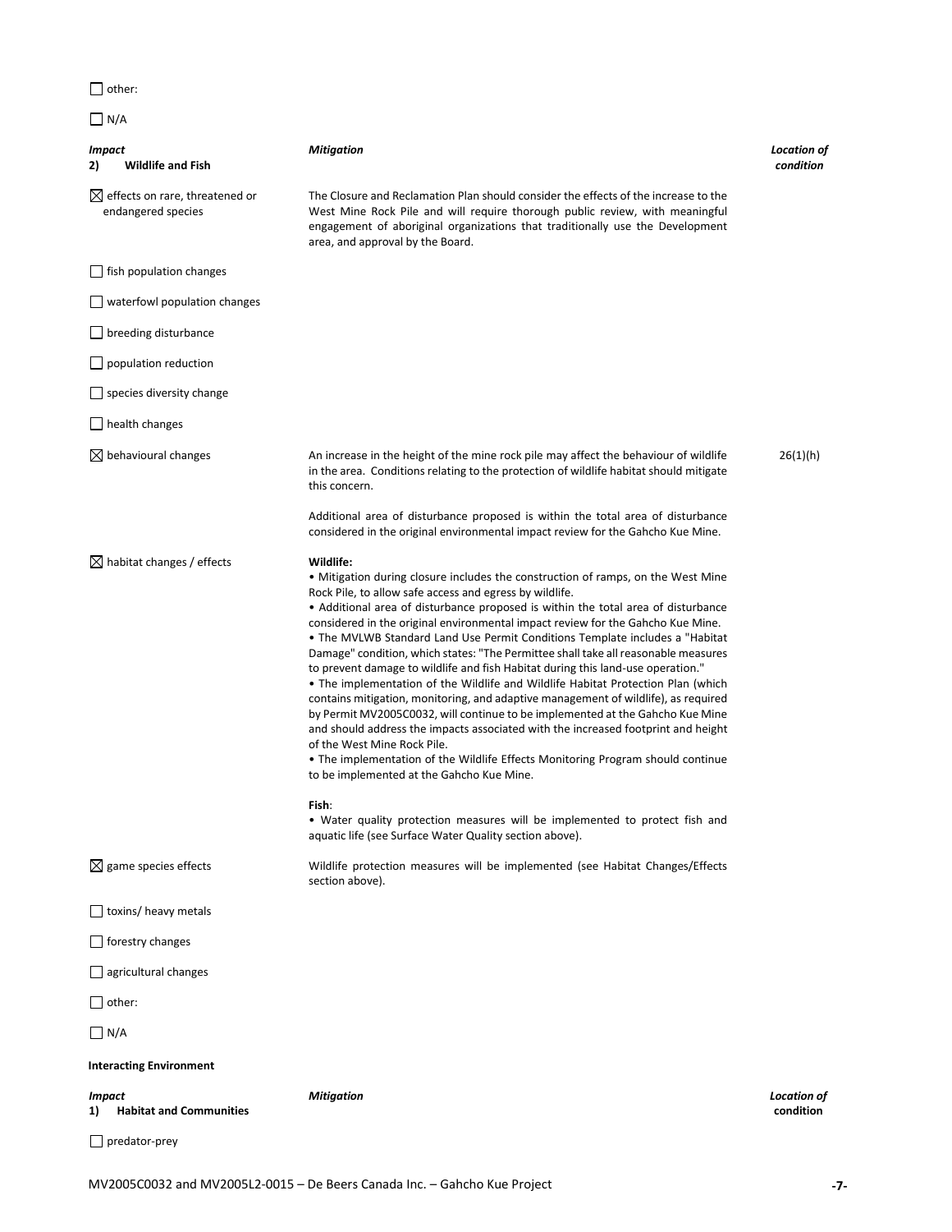☐ other:

☐ N/A

| *Impact* **2) Wildlife and Fish** | *Mitigation* | *Location of condition* |
|---|---|---|
| ☒ effects on rare, threatened or endangered species | The Closure and Reclamation Plan should consider the effects of the increase to the West Mine Rock Pile and will require thorough public review, with meaningful engagement of aboriginal organizations that traditionally use the Development area, and approval by the Board. | |
| ☐ fish population changes | | |
| ☐ waterfowl population changes | | |
| ☐ breeding disturbance | | |
| ☐ population reduction | | |
| ☐ species diversity change | | |
| ☐ health changes | | |
| ☒ behavioural changes | An increase in the height of the mine rock pile may affect the behaviour of wildlife in the area. Conditions relating to the protection of wildlife habitat should mitigate this concern.<br><br>Additional area of disturbance proposed is within the total area of disturbance considered in the original environmental impact review for the Gahcho Kue Mine. | 26(1)(h) |
| ☒ habitat changes / effects | **Wildlife:**<br>• Mitigation during closure includes the construction of ramps, on the West Mine Rock Pile, to allow safe access and egress by wildlife.<br>• Additional area of disturbance proposed is within the total area of disturbance considered in the original environmental impact review for the Gahcho Kue Mine.<br>• The MVLWB Standard Land Use Permit Conditions Template includes a "Habitat Damage" condition, which states: "The Permittee shall take all reasonable measures to prevent damage to wildlife and fish Habitat during this land-use operation."<br>• The implementation of the Wildlife and Wildlife Habitat Protection Plan (which contains mitigation, monitoring, and adaptive management of wildlife), as required by Permit MV2005C0032, will continue to be implemented at the Gahcho Kue Mine and should address the impacts associated with the increased footprint and height of the West Mine Rock Pile.<br>• The implementation of the Wildlife Effects Monitoring Program should continue to be implemented at the Gahcho Kue Mine.<br><br>**Fish**:<br>• Water quality protection measures will be implemented to protect fish and aquatic life (see Surface Water Quality section above). | |
| ☒ game species effects | Wildlife protection measures will be implemented (see Habitat Changes/Effects section above). | |
| ☐ toxins/ heavy metals | | |
| ☐ forestry changes | | |
| ☐ agricultural changes | | |
| ☐ other: | | |
| ☐ N/A | | |

**Interacting Environment**

| *Impact* **1) Habitat and Communities** | *Mitigation* | *Location of condition* |
|---|---|---|
| ☐ predator-prey | | |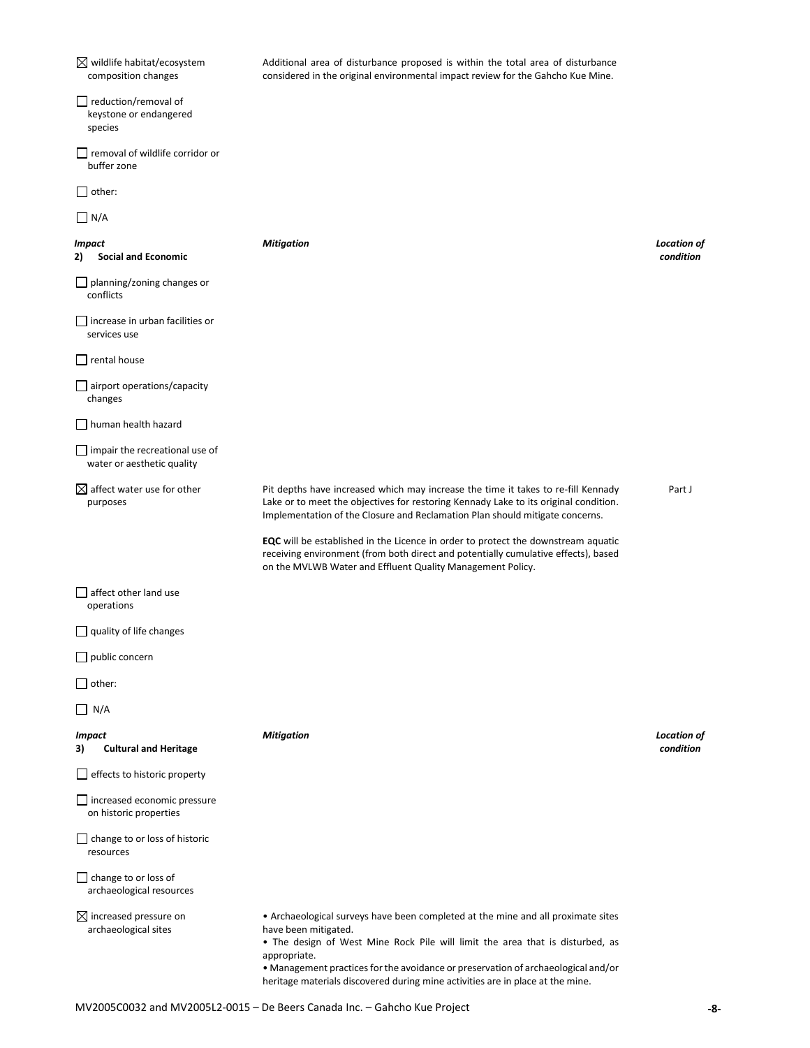| Impact | Mitigation | Location of condition |
| --- | --- | --- |
| ☒ wildlife habitat/ecosystem composition changes | Additional area of disturbance proposed is within the total area of disturbance considered in the original environmental impact review for the Gahcho Kue Mine. | |
| ☐ reduction/removal of keystone or endangered species | | |
| ☐ removal of wildlife corridor or buffer zone | | |
| ☐ other: | | |
| ☐ N/A | | |

| *Impact* **2) Social and Economic** | *Mitigation* | *Location of condition* |
| --- | --- | --- |
| ☐ planning/zoning changes or conflicts | | |
| ☐ increase in urban facilities or services use | | |
| ☐ rental house | | |
| ☐ airport operations/capacity changes | | |
| ☐ human health hazard | | |
| ☐ impair the recreational use of water or aesthetic quality | | |
| ☒ affect water use for other purposes | Pit depths have increased which may increase the time it takes to re-fill Kennady Lake or to meet the objectives for restoring Kennady Lake to its original condition. Implementation of the Closure and Reclamation Plan should mitigate concerns.<br><br>**EQC** will be established in the Licence in order to protect the downstream aquatic receiving environment (from both direct and potentially cumulative effects), based on the MVLWB Water and Effluent Quality Management Policy. | Part J |
| ☐ affect other land use operations | | |
| ☐ quality of life changes | | |
| ☐ public concern | | |
| ☐ other: | | |
| ☐ N/A | | |

| *Impact* **3) Cultural and Heritage** | *Mitigation* | *Location of condition* |
| --- | --- | --- |
| ☐ effects to historic property | | |
| ☐ increased economic pressure on historic properties | | |
| ☐ change to or loss of historic resources | | |
| ☐ change to or loss of archaeological resources | | |
| ☒ increased pressure on archaeological sites | • Archaeological surveys have been completed at the mine and all proximate sites have been mitigated.<br>• The design of West Mine Rock Pile will limit the area that is disturbed, as appropriate.<br>• Management practices for the avoidance or preservation of archaeological and/or heritage materials discovered during mine activities are in place at the mine. | |

MV2005C0032 and MV2005L2-0015 – De Beers Canada Inc. – Gahcho Kue Project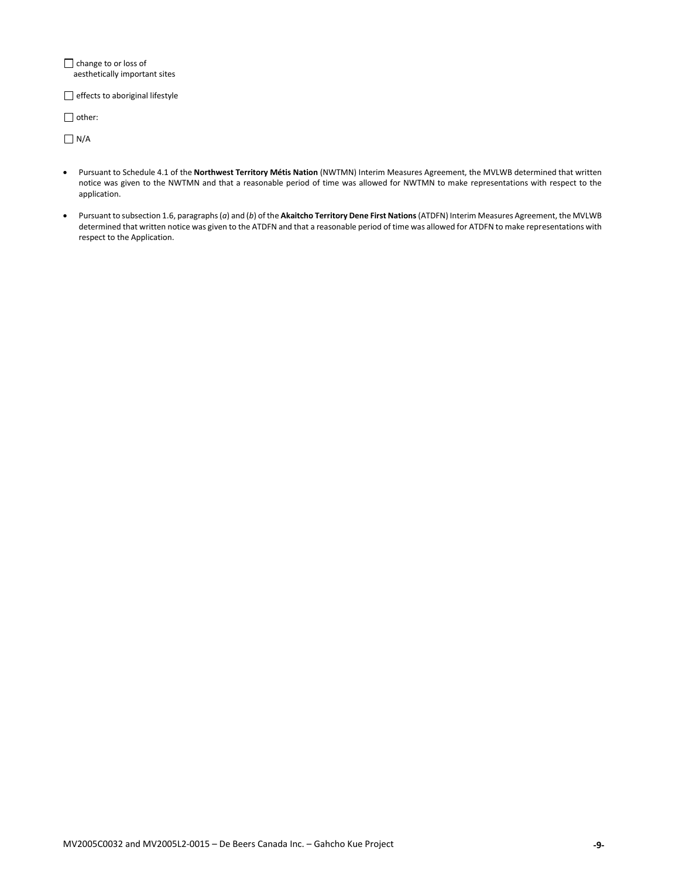☐ change to or loss of aesthetically important sites

☐ effects to aboriginal lifestyle

☐ other:

☐ N/A

- Pursuant to Schedule 4.1 of the **Northwest Territory Métis Nation** (NWTMN) Interim Measures Agreement, the MVLWB determined that written notice was given to the NWTMN and that a reasonable period of time was allowed for NWTMN to make representations with respect to the application.
- Pursuant to subsection 1.6, paragraphs (*a*) and (*b*) of the **Akaitcho Territory Dene First Nations** (ATDFN) Interim Measures Agreement, the MVLWB determined that written notice was given to the ATDFN and that a reasonable period of time was allowed for ATDFN to make representations with respect to the Application.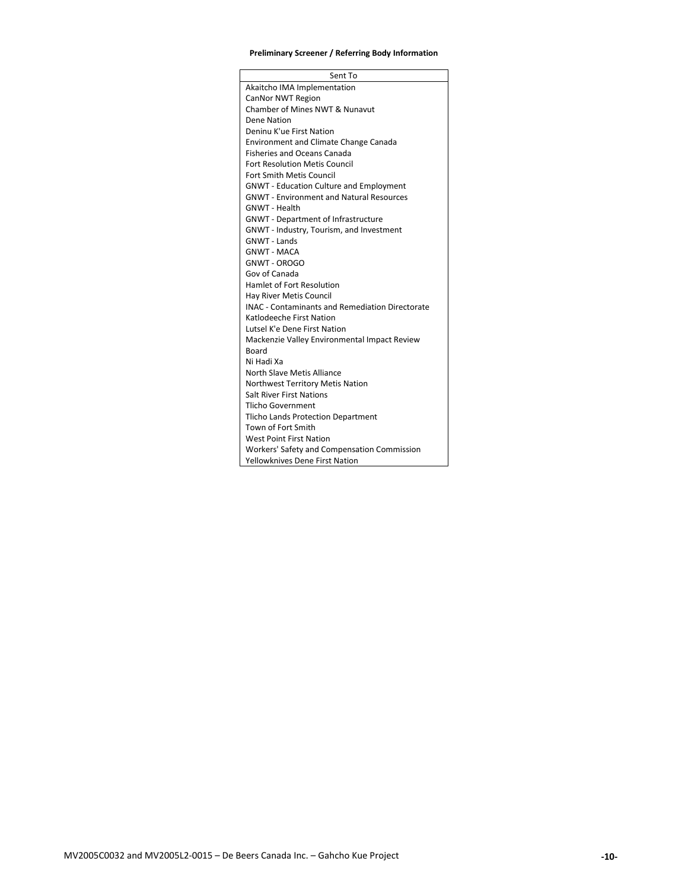**Preliminary Screener / Referring Body Information**

| Sent To |
|---|
| Akaitcho IMA Implementation |
| CanNor NWT Region |
| Chamber of Mines NWT & Nunavut |
| Dene Nation |
| Deninu K'ue First Nation |
| Environment and Climate Change Canada |
| Fisheries and Oceans Canada |
| Fort Resolution Metis Council |
| Fort Smith Metis Council |
| GNWT - Education Culture and Employment |
| GNWT - Environment and Natural Resources |
| GNWT - Health |
| GNWT - Department of Infrastructure |
| GNWT - Industry, Tourism, and Investment |
| GNWT - Lands |
| GNWT - MACA |
| GNWT - OROGO |
| Gov of Canada |
| Hamlet of Fort Resolution |
| Hay River Metis Council |
| INAC - Contaminants and Remediation Directorate |
| Katlodeeche First Nation |
| Lutsel K'e Dene First Nation |
| Mackenzie Valley Environmental Impact Review Board |
| Ni Hadi Xa |
| North Slave Metis Alliance |
| Northwest Territory Metis Nation |
| Salt River First Nations |
| Tlicho Government |
| Tlicho Lands Protection Department |
| Town of Fort Smith |
| West Point First Nation |
| Workers' Safety and Compensation Commission |
| Yellowknives Dene First Nation |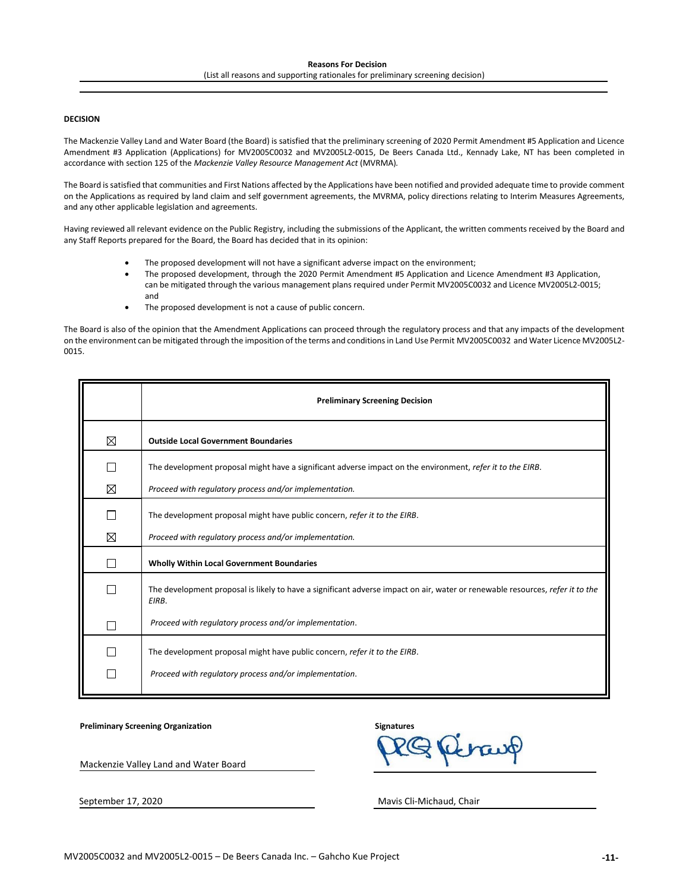**Reasons For Decision**
(List all reasons and supporting rationales for preliminary screening decision)

**DECISION**

The Mackenzie Valley Land and Water Board (the Board) is satisfied that the preliminary screening of 2020 Permit Amendment #5 Application and Licence Amendment #3 Application (Applications) for MV2005C0032 and MV2005L2-0015, De Beers Canada Ltd., Kennady Lake, NT has been completed in accordance with section 125 of the *Mackenzie Valley Resource Management Act* (MVRMA).

The Board is satisfied that communities and First Nations affected by the Applications have been notified and provided adequate time to provide comment on the Applications as required by land claim and self government agreements, the MVRMA, policy directions relating to Interim Measures Agreements, and any other applicable legislation and agreements.

Having reviewed all relevant evidence on the Public Registry, including the submissions of the Applicant, the written comments received by the Board and any Staff Reports prepared for the Board, the Board has decided that in its opinion:

- The proposed development will not have a significant adverse impact on the environment;
- The proposed development, through the 2020 Permit Amendment #5 Application and Licence Amendment #3 Application, can be mitigated through the various management plans required under Permit MV2005C0032 and Licence MV2005L2-0015; and
- The proposed development is not a cause of public concern.

The Board is also of the opinion that the Amendment Applications can proceed through the regulatory process and that any impacts of the development on the environment can be mitigated through the imposition of the terms and conditions in Land Use Permit MV2005C0032 and Water Licence MV2005L2-0015.

| | **Preliminary Screening Decision** |
|---|---|
| ☒ | **Outside Local Government Boundaries** |
| ☐ | The development proposal might have a significant adverse impact on the environment, *refer it to the EIRB*. |
| ☒ | *Proceed with regulatory process and/or implementation.* |
| ☐ | The development proposal might have public concern, *refer it to the EIRB*. |
| ☒ | *Proceed with regulatory process and/or implementation.* |
| ☐ | **Wholly Within Local Government Boundaries** |
| ☐ | The development proposal is likely to have a significant adverse impact on air, water or renewable resources, *refer it to the EIRB*. |
| ☐ | *Proceed with regulatory process and/or implementation.* |
| ☐ | The development proposal might have public concern, *refer it to the EIRB*. |
| ☐ | *Proceed with regulatory process and/or implementation.* |

**Preliminary Screening Organization**

Mackenzie Valley Land and Water Board

September 17, 2020

**Signatures**

Mavis Cli-Michaud, Chair